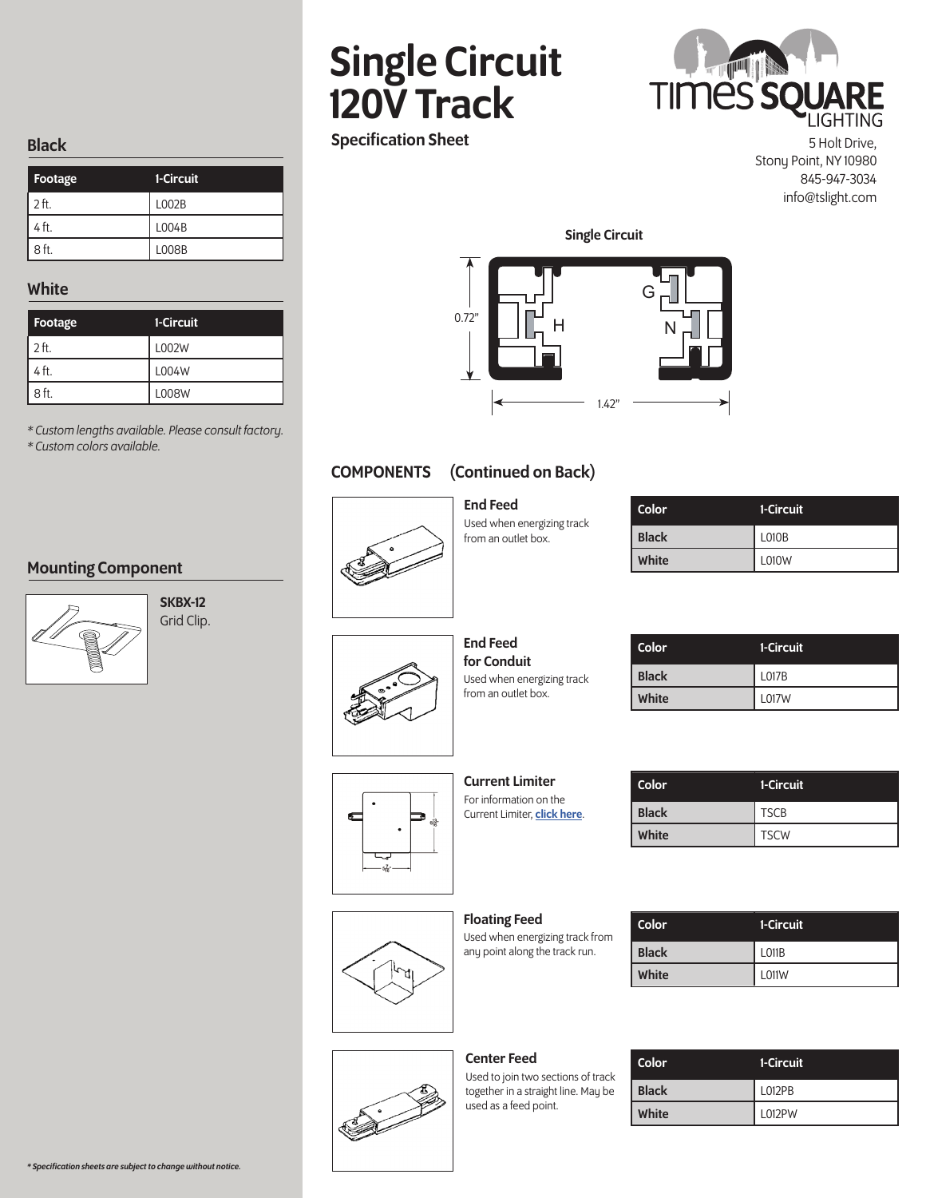# Single Circuit 120V Track

**Specification Sheet**

5 Holt Drive,
Stony Point, NY 10980
845-947-3034
info@tslight.com

## Black

| Footage | 1-Circuit |
|---|---|
| 2 ft. | L002B |
| 4 ft. | L004B |
| 8 ft. | L008B |

## White

| Footage | 1-Circuit |
|---|---|
| 2 ft. | L002W |
| 4 ft. | L004W |
| 8 ft. | L008W |

*\* Custom lengths available. Please consult factory.*
*\* Custom colors available.*

## Mounting Component

**SKBX-12**
Grid Clip.

**Single Circuit**

0.72"

1.42"

G

H

N

## COMPONENTS (Continued on Back)

### End Feed

Used when energizing track from an outlet box.

| Color | 1-Circuit |
|---|---|
| Black | L010B |
| White | L010W |

### End Feed for Conduit

Used when energizing track from an outlet box.

| Color | 1-Circuit |
|---|---|
| Black | L017B |
| White | L017W |

### Current Limiter

For information on the Current Limiter, **click here**.

| Color | 1-Circuit |
|---|---|
| Black | TSCB |
| White | TSCW |

### Floating Feed

Used when energizing track from any point along the track run.

| Color | 1-Circuit |
|---|---|
| Black | L011B |
| White | L011W |

### Center Feed

Used to join two sections of track together in a straight line. May be used as a feed point.

| Color | 1-Circuit |
|---|---|
| Black | L012PB |
| White | L012PW |

***\* Specification sheets are subject to change without notice.***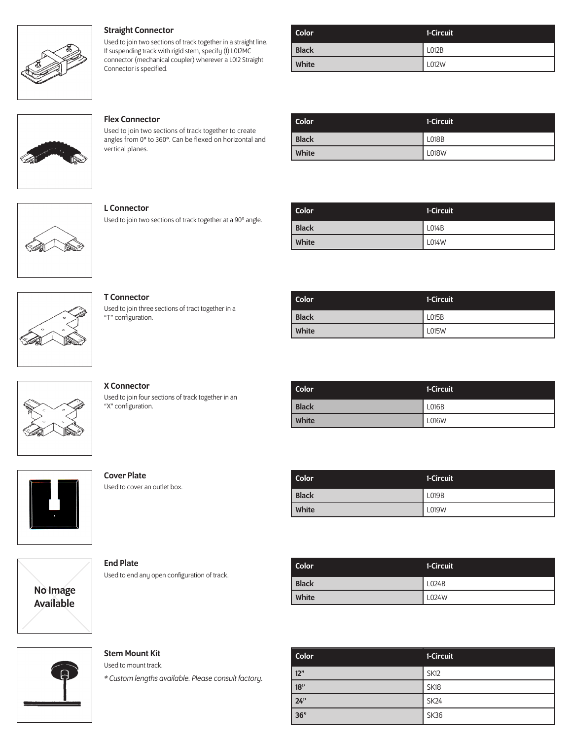### Straight Connector

Used to join two sections of track together in a straight line. If suspending track with rigid stem, specify (1) L012MC connector (mechanical coupler) wherever a L012 Straight Connector is specified.

| Color | 1-Circuit |
|---|---|
| Black | L012B |
| White | L012W |

### Flex Connector

Used to join two sections of track together to create angles from 0° to 360°. Can be flexed on horizontal and vertical planes.

| Color | 1-Circuit |
|---|---|
| Black | L018B |
| White | L018W |

### L Connector

Used to join two sections of track together at a 90° angle.

| Color | 1-Circuit |
|---|---|
| Black | L014B |
| White | L014W |

### T Connector

Used to join three sections of tract together in a "T" configuration.

| Color | 1-Circuit |
|---|---|
| Black | L015B |
| White | L015W |

### X Connector

Used to join four sections of track together in an "X" configuration.

| Color | 1-Circuit |
|---|---|
| Black | L016B |
| White | L016W |

### Cover Plate

Used to cover an outlet box.

| Color | 1-Circuit |
|---|---|
| Black | L019B |
| White | L019W |

### End Plate

No Image Available

Used to end any open configuration of track.

| Color | 1-Circuit |
|---|---|
| Black | L024B |
| White | L024W |

### Stem Mount Kit

Used to mount track.

*\* Custom lengths available. Please consult factory.*

| Color | 1-Circuit |
|---|---|
| 12" | SK12 |
| 18" | SK18 |
| 24" | SK24 |
| 36" | SK36 |